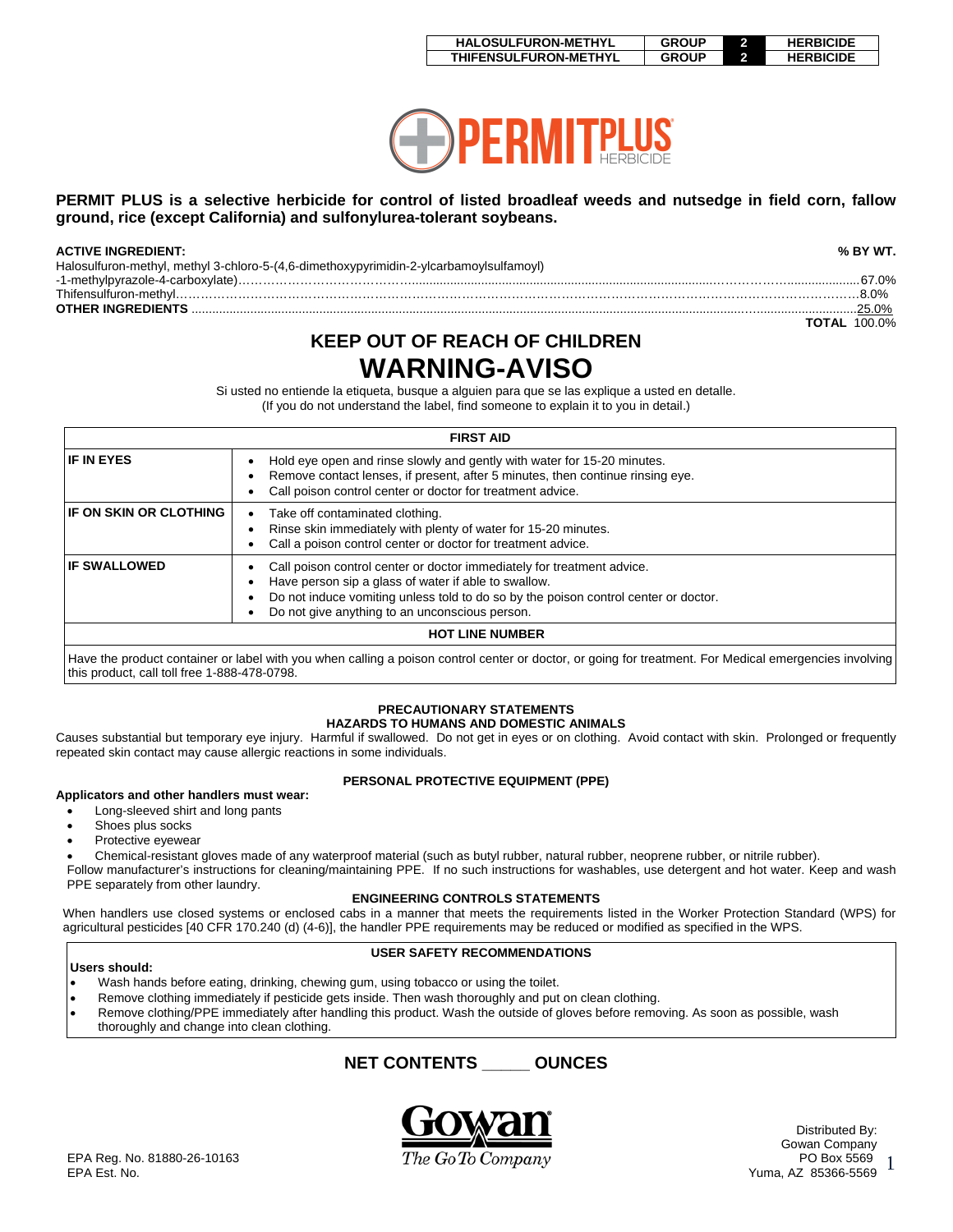| HALOSULFURON-METHYL | GROUP | 2 | HERBICIDE |
| --- | --- | --- | --- |
| THIFENSULFURON-METHYL | GROUP | 2 | HERBICIDE |

# PERMIT PLUS HERBICIDE

**PERMIT PLUS is a selective herbicide for control of listed broadleaf weeds and nutsedge in field corn, fallow ground, rice (except California) and sulfonylurea-tolerant soybeans.**

| ACTIVE INGREDIENT: | % BY WT. |
| --- | --- |
| Halosulfuron-methyl, methyl 3-chloro-5-(4,6-dimethoxypyrimidin-2-ylcarbamoylsulfamoyl)-1-methylpyrazole-4-carboxylate) | 67.0% |
| Thifensulfuron-methyl | 8.0% |
| **OTHER INGREDIENTS** | 25.0% |
| **TOTAL** | 100.0% |

## KEEP OUT OF REACH OF CHILDREN

# WARNING-AVISO

Si usted no entiende la etiqueta, busque a alguien para que se las explique a usted en detalle.
(If you do not understand the label, find someone to explain it to you in detail.)

| FIRST AID | |
| --- | --- |
| **IF IN EYES** | • Hold eye open and rinse slowly and gently with water for 15-20 minutes.<br>• Remove contact lenses, if present, after 5 minutes, then continue rinsing eye.<br>• Call poison control center or doctor for treatment advice. |
| **IF ON SKIN OR CLOTHING** | • Take off contaminated clothing.<br>• Rinse skin immediately with plenty of water for 15-20 minutes.<br>• Call a poison control center or doctor for treatment advice. |
| **IF SWALLOWED** | • Call poison control center or doctor immediately for treatment advice.<br>• Have person sip a glass of water if able to swallow.<br>• Do not induce vomiting unless told to do so by the poison control center or doctor.<br>• Do not give anything to an unconscious person. |
| **HOT LINE NUMBER** | |
| Have the product container or label with you when calling a poison control center or doctor, or going for treatment. For Medical emergencies involving this product, call toll free 1-888-478-0798. | |

### PRECAUTIONARY STATEMENTS
### HAZARDS TO HUMANS AND DOMESTIC ANIMALS

Causes substantial but temporary eye injury. Harmful if swallowed. Do not get in eyes or on clothing. Avoid contact with skin. Prolonged or frequently repeated skin contact may cause allergic reactions in some individuals.

### PERSONAL PROTECTIVE EQUIPMENT (PPE)

**Applicators and other handlers must wear:**

- Long-sleeved shirt and long pants
- Shoes plus socks
- Protective eyewear
- Chemical-resistant gloves made of any waterproof material (such as butyl rubber, natural rubber, neoprene rubber, or nitrile rubber).

Follow manufacturer's instructions for cleaning/maintaining PPE. If no such instructions for washables, use detergent and hot water. Keep and wash PPE separately from other laundry.

### ENGINEERING CONTROLS STATEMENTS

When handlers use closed systems or enclosed cabs in a manner that meets the requirements listed in the Worker Protection Standard (WPS) for agricultural pesticides [40 CFR 170.240 (d) (4-6)], the handler PPE requirements may be reduced or modified as specified in the WPS.

### USER SAFETY RECOMMENDATIONS

**Users should:**

- Wash hands before eating, drinking, chewing gum, using tobacco or using the toilet.
- Remove clothing immediately if pesticide gets inside. Then wash thoroughly and put on clean clothing.
- Remove clothing/PPE immediately after handling this product. Wash the outside of gloves before removing. As soon as possible, wash thoroughly and change into clean clothing.

## NET CONTENTS _____ OUNCES

Gowan
*The Go To Company*

EPA Reg. No. 81880-26-10163
EPA Est. No.

Distributed By:
Gowan Company
PO Box 5569
Yuma, AZ 85366-5569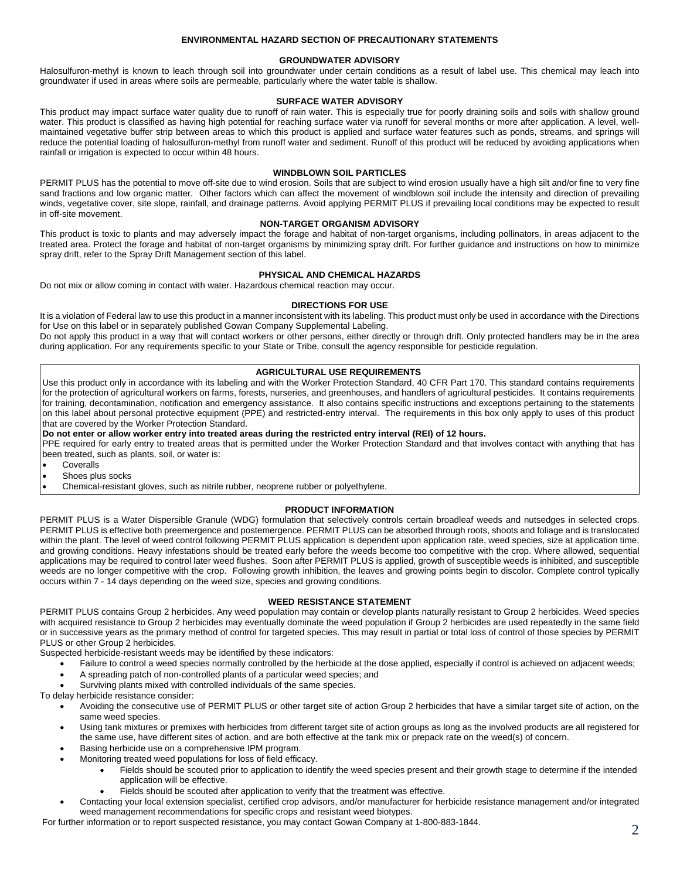## ENVIRONMENTAL HAZARD SECTION OF PRECAUTIONARY STATEMENTS

### GROUNDWATER ADVISORY

Halosulfuron-methyl is known to leach through soil into groundwater under certain conditions as a result of label use. This chemical may leach into groundwater if used in areas where soils are permeable, particularly where the water table is shallow.

### SURFACE WATER ADVISORY

This product may impact surface water quality due to runoff of rain water. This is especially true for poorly draining soils and soils with shallow ground water. This product is classified as having high potential for reaching surface water via runoff for several months or more after application. A level, well-maintained vegetative buffer strip between areas to which this product is applied and surface water features such as ponds, streams, and springs will reduce the potential loading of halosulfuron-methyl from runoff water and sediment. Runoff of this product will be reduced by avoiding applications when rainfall or irrigation is expected to occur within 48 hours.

### WINDBLOWN SOIL PARTICLES

PERMIT PLUS has the potential to move off-site due to wind erosion. Soils that are subject to wind erosion usually have a high silt and/or fine to very fine sand fractions and low organic matter. Other factors which can affect the movement of windblown soil include the intensity and direction of prevailing winds, vegetative cover, site slope, rainfall, and drainage patterns. Avoid applying PERMIT PLUS if prevailing local conditions may be expected to result in off-site movement.

### NON-TARGET ORGANISM ADVISORY

This product is toxic to plants and may adversely impact the forage and habitat of non-target organisms, including pollinators, in areas adjacent to the treated area. Protect the forage and habitat of non-target organisms by minimizing spray drift. For further guidance and instructions on how to minimize spray drift, refer to the Spray Drift Management section of this label.

### PHYSICAL AND CHEMICAL HAZARDS

Do not mix or allow coming in contact with water. Hazardous chemical reaction may occur.

## DIRECTIONS FOR USE

It is a violation of Federal law to use this product in a manner inconsistent with its labeling. This product must only be used in accordance with the Directions for Use on this label or in separately published Gowan Company Supplemental Labeling.

Do not apply this product in a way that will contact workers or other persons, either directly or through drift. Only protected handlers may be in the area during application. For any requirements specific to your State or Tribe, consult the agency responsible for pesticide regulation.

### AGRICULTURAL USE REQUIREMENTS

Use this product only in accordance with its labeling and with the Worker Protection Standard, 40 CFR Part 170. This standard contains requirements for the protection of agricultural workers on farms, forests, nurseries, and greenhouses, and handlers of agricultural pesticides. It contains requirements for training, decontamination, notification and emergency assistance. It also contains specific instructions and exceptions pertaining to the statements on this label about personal protective equipment (PPE) and restricted-entry interval. The requirements in this box only apply to uses of this product that are covered by the Worker Protection Standard.

**Do not enter or allow worker entry into treated areas during the restricted entry interval (REI) of 12 hours.**

PPE required for early entry to treated areas that is permitted under the Worker Protection Standard and that involves contact with anything that has been treated, such as plants, soil, or water is:

- Coveralls
- Shoes plus socks
- Chemical-resistant gloves, such as nitrile rubber, neoprene rubber or polyethylene.

### PRODUCT INFORMATION

PERMIT PLUS is a Water Dispersible Granule (WDG) formulation that selectively controls certain broadleaf weeds and nutsedges in selected crops. PERMIT PLUS is effective both preemergence and postemergence. PERMIT PLUS can be absorbed through roots, shoots and foliage and is translocated within the plant. The level of weed control following PERMIT PLUS application is dependent upon application rate, weed species, size at application time, and growing conditions. Heavy infestations should be treated early before the weeds become too competitive with the crop. Where allowed, sequential applications may be required to control later weed flushes. Soon after PERMIT PLUS is applied, growth of susceptible weeds is inhibited, and susceptible weeds are no longer competitive with the crop. Following growth inhibition, the leaves and growing points begin to discolor. Complete control typically occurs within 7 - 14 days depending on the weed size, species and growing conditions.

### WEED RESISTANCE STATEMENT

PERMIT PLUS contains Group 2 herbicides. Any weed population may contain or develop plants naturally resistant to Group 2 herbicides. Weed species with acquired resistance to Group 2 herbicides may eventually dominate the weed population if Group 2 herbicides are used repeatedly in the same field or in successive years as the primary method of control for targeted species. This may result in partial or total loss of control of those species by PERMIT PLUS or other Group 2 herbicides.

Suspected herbicide-resistant weeds may be identified by these indicators:

- Failure to control a weed species normally controlled by the herbicide at the dose applied, especially if control is achieved on adjacent weeds;
- A spreading patch of non-controlled plants of a particular weed species; and
- Surviving plants mixed with controlled individuals of the same species.

To delay herbicide resistance consider:

- Avoiding the consecutive use of PERMIT PLUS or other target site of action Group 2 herbicides that have a similar target site of action, on the same weed species.
- Using tank mixtures or premixes with herbicides from different target site of action groups as long as the involved products are all registered for the same use, have different sites of action, and are both effective at the tank mix or prepack rate on the weed(s) of concern.
- Basing herbicide use on a comprehensive IPM program.
- Monitoring treated weed populations for loss of field efficacy.
  - Fields should be scouted prior to application to identify the weed species present and their growth stage to determine if the intended application will be effective.
  - Fields should be scouted after application to verify that the treatment was effective.
- Contacting your local extension specialist, certified crop advisors, and/or manufacturer for herbicide resistance management and/or integrated weed management recommendations for specific crops and resistant weed biotypes.

For further information or to report suspected resistance, you may contact Gowan Company at 1-800-883-1844.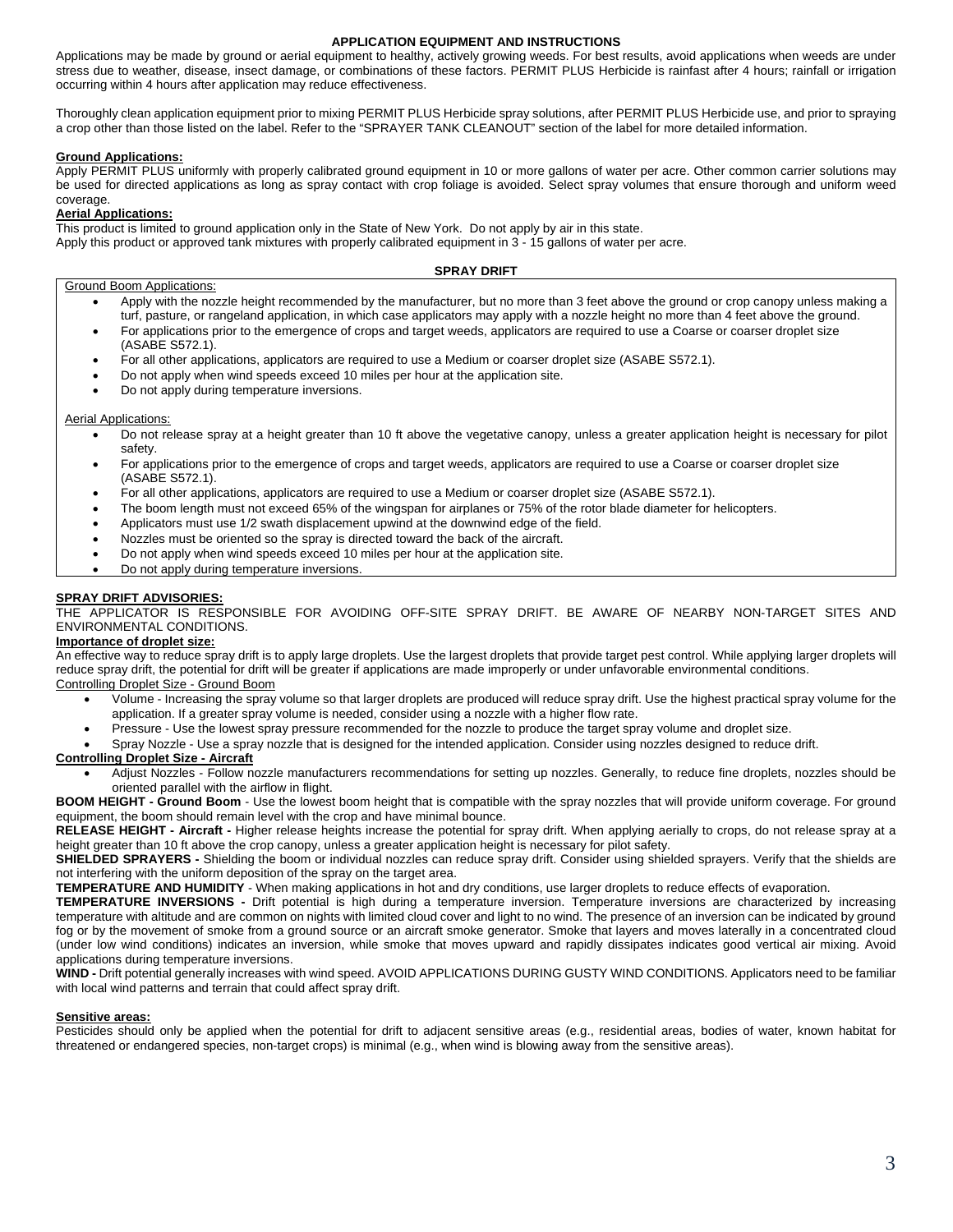## APPLICATION EQUIPMENT AND INSTRUCTIONS

Applications may be made by ground or aerial equipment to healthy, actively growing weeds. For best results, avoid applications when weeds are under stress due to weather, disease, insect damage, or combinations of these factors. PERMIT PLUS Herbicide is rainfast after 4 hours; rainfall or irrigation occurring within 4 hours after application may reduce effectiveness.

Thoroughly clean application equipment prior to mixing PERMIT PLUS Herbicide spray solutions, after PERMIT PLUS Herbicide use, and prior to spraying a crop other than those listed on the label. Refer to the "SPRAYER TANK CLEANOUT" section of the label for more detailed information.

**Ground Applications:**

Apply PERMIT PLUS uniformly with properly calibrated ground equipment in 10 or more gallons of water per acre. Other common carrier solutions may be used for directed applications as long as spray contact with crop foliage is avoided. Select spray volumes that ensure thorough and uniform weed coverage.

**Aerial Applications:**

This product is limited to ground application only in the State of New York. Do not apply by air in this state.
Apply this product or approved tank mixtures with properly calibrated equipment in 3 - 15 gallons of water per acre.

### SPRAY DRIFT

Ground Boom Applications:

- Apply with the nozzle height recommended by the manufacturer, but no more than 3 feet above the ground or crop canopy unless making a turf, pasture, or rangeland application, in which case applicators may apply with a nozzle height no more than 4 feet above the ground.
- For applications prior to the emergence of crops and target weeds, applicators are required to use a Coarse or coarser droplet size (ASABE S572.1).
- For all other applications, applicators are required to use a Medium or coarser droplet size (ASABE S572.1).
- Do not apply when wind speeds exceed 10 miles per hour at the application site.
- Do not apply during temperature inversions.

Aerial Applications:

- Do not release spray at a height greater than 10 ft above the vegetative canopy, unless a greater application height is necessary for pilot safety.
- For applications prior to the emergence of crops and target weeds, applicators are required to use a Coarse or coarser droplet size (ASABE S572.1).
- For all other applications, applicators are required to use a Medium or coarser droplet size (ASABE S572.1).
- The boom length must not exceed 65% of the wingspan for airplanes or 75% of the rotor blade diameter for helicopters.
- Applicators must use 1/2 swath displacement upwind at the downwind edge of the field.
- Nozzles must be oriented so the spray is directed toward the back of the aircraft.
- Do not apply when wind speeds exceed 10 miles per hour at the application site.
- Do not apply during temperature inversions.

**SPRAY DRIFT ADVISORIES:**

THE APPLICATOR IS RESPONSIBLE FOR AVOIDING OFF-SITE SPRAY DRIFT. BE AWARE OF NEARBY NON-TARGET SITES AND ENVIRONMENTAL CONDITIONS.

**Importance of droplet size:**

An effective way to reduce spray drift is to apply large droplets. Use the largest droplets that provide target pest control. While applying larger droplets will reduce spray drift, the potential for drift will be greater if applications are made improperly or under unfavorable environmental conditions.

Controlling Droplet Size - Ground Boom

- Volume - Increasing the spray volume so that larger droplets are produced will reduce spray drift. Use the highest practical spray volume for the application. If a greater spray volume is needed, consider using a nozzle with a higher flow rate.
- Pressure - Use the lowest spray pressure recommended for the nozzle to produce the target spray volume and droplet size.
- Spray Nozzle - Use a spray nozzle that is designed for the intended application. Consider using nozzles designed to reduce drift.

**Controlling Droplet Size - Aircraft**

- Adjust Nozzles - Follow nozzle manufacturers recommendations for setting up nozzles. Generally, to reduce fine droplets, nozzles should be oriented parallel with the airflow in flight.

**BOOM HEIGHT - Ground Boom** - Use the lowest boom height that is compatible with the spray nozzles that will provide uniform coverage. For ground equipment, the boom should remain level with the crop and have minimal bounce.

**RELEASE HEIGHT - Aircraft -** Higher release heights increase the potential for spray drift. When applying aerially to crops, do not release spray at a height greater than 10 ft above the crop canopy, unless a greater application height is necessary for pilot safety.

**SHIELDED SPRAYERS -** Shielding the boom or individual nozzles can reduce spray drift. Consider using shielded sprayers. Verify that the shields are not interfering with the uniform deposition of the spray on the target area.

**TEMPERATURE AND HUMIDITY** - When making applications in hot and dry conditions, use larger droplets to reduce effects of evaporation.

**TEMPERATURE INVERSIONS -** Drift potential is high during a temperature inversion. Temperature inversions are characterized by increasing temperature with altitude and are common on nights with limited cloud cover and light to no wind. The presence of an inversion can be indicated by ground fog or by the movement of smoke from a ground source or an aircraft smoke generator. Smoke that layers and moves laterally in a concentrated cloud (under low wind conditions) indicates an inversion, while smoke that moves upward and rapidly dissipates indicates good vertical air mixing. Avoid applications during temperature inversions.

**WIND -** Drift potential generally increases with wind speed. AVOID APPLICATIONS DURING GUSTY WIND CONDITIONS. Applicators need to be familiar with local wind patterns and terrain that could affect spray drift.

**Sensitive areas:**

Pesticides should only be applied when the potential for drift to adjacent sensitive areas (e.g., residential areas, bodies of water, known habitat for threatened or endangered species, non-target crops) is minimal (e.g., when wind is blowing away from the sensitive areas).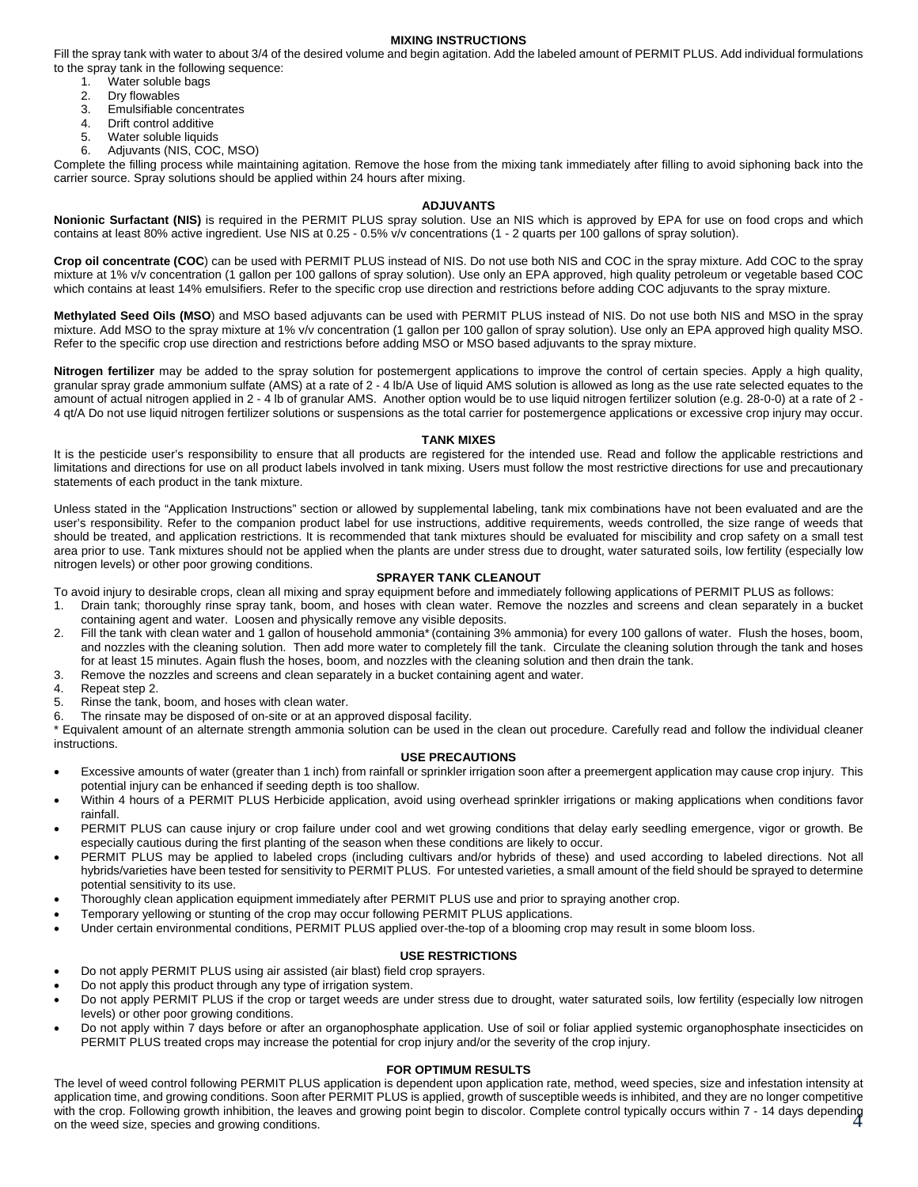## MIXING INSTRUCTIONS

Fill the spray tank with water to about 3/4 of the desired volume and begin agitation. Add the labeled amount of PERMIT PLUS. Add individual formulations to the spray tank in the following sequence:

1. Water soluble bags
2. Dry flowables
3. Emulsifiable concentrates
4. Drift control additive
5. Water soluble liquids
6. Adjuvants (NIS, COC, MSO)

Complete the filling process while maintaining agitation. Remove the hose from the mixing tank immediately after filling to avoid siphoning back into the carrier source. Spray solutions should be applied within 24 hours after mixing.

## ADJUVANTS

**Nonionic Surfactant (NIS)** is required in the PERMIT PLUS spray solution. Use an NIS which is approved by EPA for use on food crops and which contains at least 80% active ingredient. Use NIS at 0.25 - 0.5% v/v concentrations (1 - 2 quarts per 100 gallons of spray solution).

**Crop oil concentrate (COC**) can be used with PERMIT PLUS instead of NIS. Do not use both NIS and COC in the spray mixture. Add COC to the spray mixture at 1% v/v concentration (1 gallon per 100 gallons of spray solution). Use only an EPA approved, high quality petroleum or vegetable based COC which contains at least 14% emulsifiers. Refer to the specific crop use direction and restrictions before adding COC adjuvants to the spray mixture.

**Methylated Seed Oils (MSO**) and MSO based adjuvants can be used with PERMIT PLUS instead of NIS. Do not use both NIS and MSO in the spray mixture. Add MSO to the spray mixture at 1% v/v concentration (1 gallon per 100 gallon of spray solution). Use only an EPA approved high quality MSO. Refer to the specific crop use direction and restrictions before adding MSO or MSO based adjuvants to the spray mixture.

**Nitrogen fertilizer** may be added to the spray solution for postemergent applications to improve the control of certain species. Apply a high quality, granular spray grade ammonium sulfate (AMS) at a rate of 2 - 4 lb/A Use of liquid AMS solution is allowed as long as the use rate selected equates to the amount of actual nitrogen applied in 2 - 4 lb of granular AMS. Another option would be to use liquid nitrogen fertilizer solution (e.g. 28-0-0) at a rate of 2 - 4 qt/A Do not use liquid nitrogen fertilizer solutions or suspensions as the total carrier for postemergence applications or excessive crop injury may occur.

## TANK MIXES

It is the pesticide user's responsibility to ensure that all products are registered for the intended use. Read and follow the applicable restrictions and limitations and directions for use on all product labels involved in tank mixing. Users must follow the most restrictive directions for use and precautionary statements of each product in the tank mixture.

Unless stated in the "Application Instructions" section or allowed by supplemental labeling, tank mix combinations have not been evaluated and are the user's responsibility. Refer to the companion product label for use instructions, additive requirements, weeds controlled, the size range of weeds that should be treated, and application restrictions. It is recommended that tank mixtures should be evaluated for miscibility and crop safety on a small test area prior to use. Tank mixtures should not be applied when the plants are under stress due to drought, water saturated soils, low fertility (especially low nitrogen levels) or other poor growing conditions.

## SPRAYER TANK CLEANOUT

To avoid injury to desirable crops, clean all mixing and spray equipment before and immediately following applications of PERMIT PLUS as follows:

1. Drain tank; thoroughly rinse spray tank, boom, and hoses with clean water. Remove the nozzles and screens and clean separately in a bucket containing agent and water. Loosen and physically remove any visible deposits.
2. Fill the tank with clean water and 1 gallon of household ammonia* (containing 3% ammonia) for every 100 gallons of water. Flush the hoses, boom, and nozzles with the cleaning solution. Then add more water to completely fill the tank. Circulate the cleaning solution through the tank and hoses for at least 15 minutes. Again flush the hoses, boom, and nozzles with the cleaning solution and then drain the tank.
3. Remove the nozzles and screens and clean separately in a bucket containing agent and water.
4. Repeat step 2.
5. Rinse the tank, boom, and hoses with clean water.
6. The rinsate may be disposed of on-site or at an approved disposal facility.

* Equivalent amount of an alternate strength ammonia solution can be used in the clean out procedure. Carefully read and follow the individual cleaner instructions.

## USE PRECAUTIONS

- Excessive amounts of water (greater than 1 inch) from rainfall or sprinkler irrigation soon after a preemergent application may cause crop injury. This potential injury can be enhanced if seeding depth is too shallow.
- Within 4 hours of a PERMIT PLUS Herbicide application, avoid using overhead sprinkler irrigations or making applications when conditions favor rainfall.
- PERMIT PLUS can cause injury or crop failure under cool and wet growing conditions that delay early seedling emergence, vigor or growth. Be especially cautious during the first planting of the season when these conditions are likely to occur.
- PERMIT PLUS may be applied to labeled crops (including cultivars and/or hybrids of these) and used according to labeled directions. Not all hybrids/varieties have been tested for sensitivity to PERMIT PLUS. For untested varieties, a small amount of the field should be sprayed to determine potential sensitivity to its use.
- Thoroughly clean application equipment immediately after PERMIT PLUS use and prior to spraying another crop.
- Temporary yellowing or stunting of the crop may occur following PERMIT PLUS applications.
- Under certain environmental conditions, PERMIT PLUS applied over-the-top of a blooming crop may result in some bloom loss.

## USE RESTRICTIONS

- Do not apply PERMIT PLUS using air assisted (air blast) field crop sprayers.
- Do not apply this product through any type of irrigation system.
- Do not apply PERMIT PLUS if the crop or target weeds are under stress due to drought, water saturated soils, low fertility (especially low nitrogen levels) or other poor growing conditions.
- Do not apply within 7 days before or after an organophosphate application. Use of soil or foliar applied systemic organophosphate insecticides on PERMIT PLUS treated crops may increase the potential for crop injury and/or the severity of the crop injury.

## FOR OPTIMUM RESULTS

The level of weed control following PERMIT PLUS application is dependent upon application rate, method, weed species, size and infestation intensity at application time, and growing conditions. Soon after PERMIT PLUS is applied, growth of susceptible weeds is inhibited, and they are no longer competitive with the crop. Following growth inhibition, the leaves and growing point begin to discolor. Complete control typically occurs within 7 - 14 days depending on the weed size, species and growing conditions.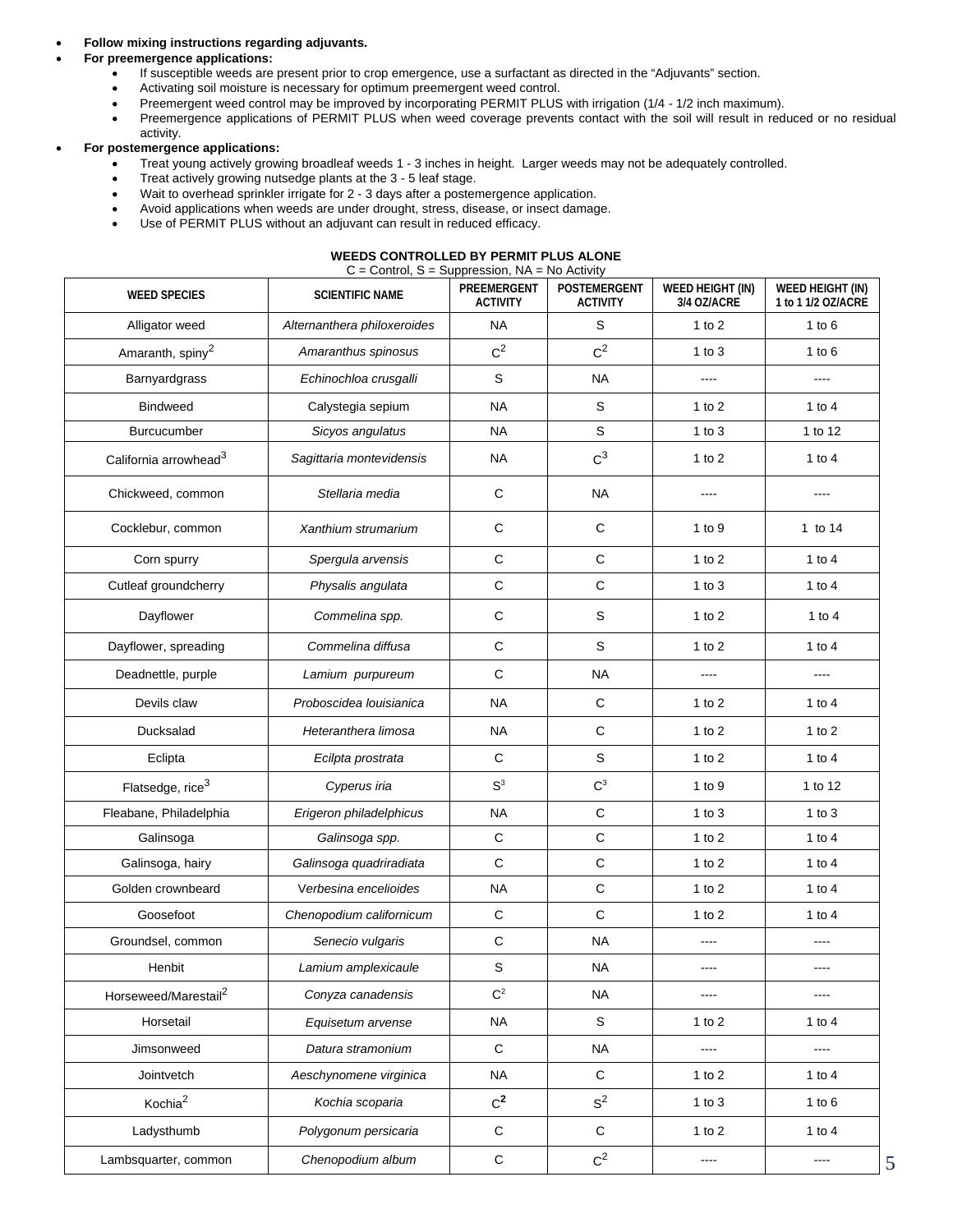- **Follow mixing instructions regarding adjuvants.**
- **For preemergence applications:**
  - If susceptible weeds are present prior to crop emergence, use a surfactant as directed in the "Adjuvants" section.
  - Activating soil moisture is necessary for optimum preemergent weed control.
  - Preemergent weed control may be improved by incorporating PERMIT PLUS with irrigation (1/4 - 1/2 inch maximum).
  - Preemergence applications of PERMIT PLUS when weed coverage prevents contact with the soil will result in reduced or no residual activity.
- **For postemergence applications:**
  - Treat young actively growing broadleaf weeds 1 - 3 inches in height. Larger weeds may not be adequately controlled.
  - Treat actively growing nutsedge plants at the 3 - 5 leaf stage.
  - Wait to overhead sprinkler irrigate for 2 - 3 days after a postemergence application.
  - Avoid applications when weeds are under drought, stress, disease, or insect damage.
  - Use of PERMIT PLUS without an adjuvant can result in reduced efficacy.

**WEEDS CONTROLLED BY PERMIT PLUS ALONE**

C = Control, S = Suppression, NA = No Activity

| WEED SPECIES | SCIENTIFIC NAME | PREEMERGENT ACTIVITY | POSTEMERGENT ACTIVITY | WEED HEIGHT (IN) 3/4 OZ/ACRE | WEED HEIGHT (IN) 1 to 1 1/2 OZ/ACRE |
|---|---|---|---|---|---|
| Alligator weed | *Alternanthera philoxeroides* | NA | S | 1 to 2 | 1 to 6 |
| Amaranth, spiny[2] | *Amaranthus spinosus* | C[2] | C[2] | 1 to 3 | 1 to 6 |
| Barnyardgrass | *Echinochloa crusgalli* | S | NA | ---- | ---- |
| Bindweed | Calystegia sepium | NA | S | 1 to 2 | 1 to 4 |
| Burcucumber | *Sicyos angulatus* | NA | S | 1 to 3 | 1 to 12 |
| California arrowhead[3] | *Sagittaria montevidensis* | NA | C[3] | 1 to 2 | 1 to 4 |
| Chickweed, common | *Stellaria media* | C | NA | ---- | ---- |
| Cocklebur, common | *Xanthium strumarium* | C | C | 1 to 9 | 1 to 14 |
| Corn spurry | *Spergula arvensis* | C | C | 1 to 2 | 1 to 4 |
| Cutleaf groundcherry | *Physalis angulata* | C | C | 1 to 3 | 1 to 4 |
| Dayflower | *Commelina spp.* | C | S | 1 to 2 | 1 to 4 |
| Dayflower, spreading | *Commelina diffusa* | C | S | 1 to 2 | 1 to 4 |
| Deadnettle, purple | *Lamium purpureum* | C | NA | ---- | ---- |
| Devils claw | *Proboscidea louisianica* | NA | C | 1 to 2 | 1 to 4 |
| Ducksalad | *Heteranthera limosa* | NA | C | 1 to 2 | 1 to 2 |
| Eclipta | *Ecilpta prostrata* | C | S | 1 to 2 | 1 to 4 |
| Flatsedge, rice[3] | *Cyperus iria* | S[3] | C[3] | 1 to 9 | 1 to 12 |
| Fleabane, Philadelphia | *Erigeron philadelphicus* | NA | C | 1 to 3 | 1 to 3 |
| Galinsoga | *Galinsoga spp.* | C | C | 1 to 2 | 1 to 4 |
| Galinsoga, hairy | *Galinsoga quadriradiata* | C | C | 1 to 2 | 1 to 4 |
| Golden crownbeard | Verbesina encelioides | NA | C | 1 to 2 | 1 to 4 |
| Goosefoot | *Chenopodium californicum* | C | C | 1 to 2 | 1 to 4 |
| Groundsel, common | *Senecio vulgaris* | C | NA | ---- | ---- |
| Henbit | *Lamium amplexicaule* | S | NA | ---- | ---- |
| Horseweed/Marestail[2] | *Conyza canadensis* | C[2] | NA | ---- | ---- |
| Horsetail | *Equisetum arvense* | NA | S | 1 to 2 | 1 to 4 |
| Jimsonweed | *Datura stramonium* | C | NA | ---- | ---- |
| Jointvetch | *Aeschynomene virginica* | NA | C | 1 to 2 | 1 to 4 |
| Kochia[2] | *Kochia scoparia* | C[2] | S[2] | 1 to 3 | 1 to 6 |
| Ladysthumb | *Polygonum persicaria* | C | C | 1 to 2 | 1 to 4 |
| Lambsquarter, common | *Chenopodium album* | C | C[2] | ---- | ---- |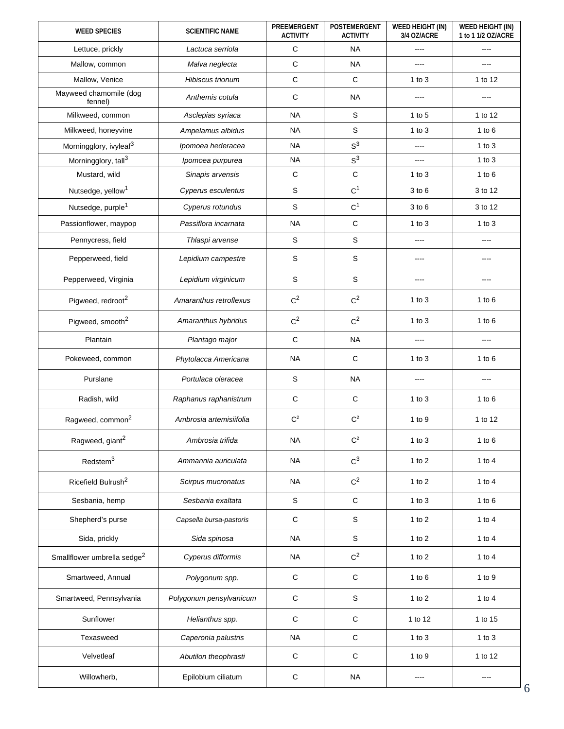| WEED SPECIES | SCIENTIFIC NAME | PREEMERGENT ACTIVITY | POSTEMERGENT ACTIVITY | WEED HEIGHT (IN) 3/4 OZ/ACRE | WEED HEIGHT (IN) 1 to 1 1/2 OZ/ACRE |
|---|---|---|---|---|---|
| Lettuce, prickly | *Lactuca serriola* | C | NA | ---- | ---- |
| Mallow, common | *Malva neglecta* | C | NA | ---- | ---- |
| Mallow, Venice | *Hibiscus trionum* | C | C | 1 to 3 | 1 to 12 |
| Mayweed chamomile (dog fennel) | *Anthemis cotula* | C | NA | ---- | ---- |
| Milkweed, common | *Asclepias syriaca* | NA | S | 1 to 5 | 1 to 12 |
| Milkweed, honeyvine | *Ampelamus albidus* | NA | S | 1 to 3 | 1 to 6 |
| Morningglory, ivyleaf[3] | *Ipomoea hederacea* | NA | S[3] | ---- | 1 to 3 |
| Morningglory, tall[3] | *Ipomoea purpurea* | NA | S[3] | ---- | 1 to 3 |
| Mustard, wild | *Sinapis arvensis* | C | C | 1 to 3 | 1 to 6 |
| Nutsedge, yellow[1] | *Cyperus esculentus* | S | C[1] | 3 to 6 | 3 to 12 |
| Nutsedge, purple[1] | *Cyperus rotundus* | S | C[1] | 3 to 6 | 3 to 12 |
| Passionflower, maypop | *Passiflora incarnata* | NA | C | 1 to 3 | 1 to 3 |
| Pennycress, field | *Thlaspi arvense* | S | S | ---- | ---- |
| Pepperweed, field | *Lepidium campestre* | S | S | ---- | ---- |
| Pepperweed, Virginia | *Lepidium virginicum* | S | S | ---- | ---- |
| Pigweed, redroot[2] | *Amaranthus retroflexus* | C[2] | C[2] | 1 to 3 | 1 to 6 |
| Pigweed, smooth[2] | *Amaranthus hybridus* | C[2] | C[2] | 1 to 3 | 1 to 6 |
| Plantain | *Plantago major* | C | NA | ---- | ---- |
| Pokeweed, common | *Phytolacca Americana* | NA | C | 1 to 3 | 1 to 6 |
| Purslane | *Portulaca oleracea* | S | NA | ---- | ---- |
| Radish, wild | *Raphanus raphanistrum* | C | C | 1 to 3 | 1 to 6 |
| Ragweed, common[2] | *Ambrosia artemisiifolia* | C[2] | C[2] | 1 to 9 | 1 to 12 |
| Ragweed, giant[2] | *Ambrosia trifida* | NA | C[2] | 1 to 3 | 1 to 6 |
| Redstem[3] | *Ammannia auriculata* | NA | C[3] | 1 to 2 | 1 to 4 |
| Ricefield Bulrush[2] | *Scirpus mucronatus* | NA | C[2] | 1 to 2 | 1 to 4 |
| Sesbania, hemp | *Sesbania exaltata* | S | C | 1 to 3 | 1 to 6 |
| Shepherd's purse | *Capsella bursa-pastoris* | C | S | 1 to 2 | 1 to 4 |
| Sida, prickly | *Sida spinosa* | NA | S | 1 to 2 | 1 to 4 |
| Smallflower umbrella sedge[2] | *Cyperus difformis* | NA | C[2] | 1 to 2 | 1 to 4 |
| Smartweed, Annual | *Polygonum spp.* | C | C | 1 to 6 | 1 to 9 |
| Smartweed, Pennsylvania | *Polygonum pensylvanicum* | C | S | 1 to 2 | 1 to 4 |
| Sunflower | *Helianthus spp.* | C | C | 1 to 12 | 1 to 15 |
| Texasweed | *Caperonia palustris* | NA | C | 1 to 3 | 1 to 3 |
| Velvetleaf | *Abutilon theophrasti* | C | C | 1 to 9 | 1 to 12 |
| Willowherb, | Epilobium ciliatum | C | NA | ---- | ---- |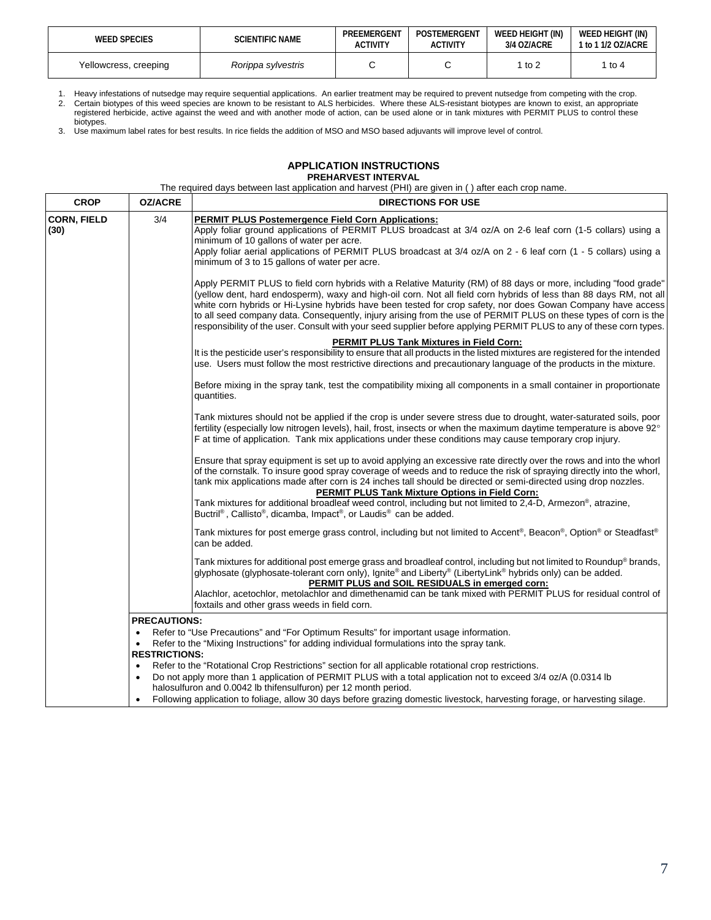| WEED SPECIES | SCIENTIFIC NAME | PREEMERGENT ACTIVITY | POSTEMERGENT ACTIVITY | WEED HEIGHT (IN) 3/4 OZ/ACRE | WEED HEIGHT (IN) 1 to 1 1/2 OZ/ACRE |
|---|---|---|---|---|---|
| Yellowcress, creeping | *Rorippa sylvestris* | C | C | 1 to 2 | 1 to 4 |

1. Heavy infestations of nutsedge may require sequential applications. An earlier treatment may be required to prevent nutsedge from competing with the crop.
2. Certain biotypes of this weed species are known to be resistant to ALS herbicides. Where these ALS-resistant biotypes are known to exist, an appropriate registered herbicide, active against the weed and with another mode of action, can be used alone or in tank mixtures with PERMIT PLUS to control these biotypes.
3. Use maximum label rates for best results. In rice fields the addition of MSO and MSO based adjuvants will improve level of control.

## APPLICATION INSTRUCTIONS

### PREHARVEST INTERVAL

The required days between last application and harvest (PHI) are given in ( ) after each crop name.

| CROP | OZ/ACRE | DIRECTIONS FOR USE |
|---|---|---|
| **CORN, FIELD (30)** | 3/4 | **PERMIT PLUS Postemergence Field Corn Applications:** Apply foliar ground applications of PERMIT PLUS broadcast at 3/4 oz/A on 2-6 leaf corn (1-5 collars) using a minimum of 10 gallons of water per acre. Apply foliar aerial applications of PERMIT PLUS broadcast at 3/4 oz/A on 2 - 6 leaf corn (1 - 5 collars) using a minimum of 3 to 15 gallons of water per acre. Apply PERMIT PLUS to field corn hybrids with a Relative Maturity (RM) of 88 days or more, including "food grade" (yellow dent, hard endosperm), waxy and high-oil corn. Not all field corn hybrids of less than 88 days RM, not all white corn hybrids or Hi-Lysine hybrids have been tested for crop safety, nor does Gowan Company have access to all seed company data. Consequently, injury arising from the use of PERMIT PLUS on these types of corn is the responsibility of the user. Consult with your seed supplier before applying PERMIT PLUS to any of these corn types. **PERMIT PLUS Tank Mixtures in Field Corn:** It is the pesticide user's responsibility to ensure that all products in the listed mixtures are registered for the intended use. Users must follow the most restrictive directions and precautionary language of the products in the mixture. Before mixing in the spray tank, test the compatibility mixing all components in a small container in proportionate quantities. Tank mixtures should not be applied if the crop is under severe stress due to drought, water-saturated soils, poor fertility (especially low nitrogen levels), hail, frost, insects or when the maximum daytime temperature is above 92° F at time of application. Tank mix applications under these conditions may cause temporary crop injury. Ensure that spray equipment is set up to avoid applying an excessive rate directly over the rows and into the whorl of the cornstalk. To insure good spray coverage of weeds and to reduce the risk of spraying directly into the whorl, tank mix applications made after corn is 24 inches tall should be directed or semi-directed using drop nozzles. **PERMIT PLUS Tank Mixture Options in Field Corn:** Tank mixtures for additional broadleaf weed control, including but not limited to 2,4-D, Armezon®, atrazine, Buctril®, Callisto®, dicamba, Impact®, or Laudis® can be added. Tank mixtures for post emerge grass control, including but not limited to Accent®, Beacon®, Option® or Steadfast® can be added. Tank mixtures for additional post emerge grass and broadleaf control, including but not limited to Roundup® brands, glyphosate (glyphosate-tolerant corn only), Ignite® and Liberty® (LibertyLink® hybrids only) can be added. **PERMIT PLUS and SOIL RESIDUALS in emerged corn:** Alachlor, acetochlor, metolachlor and dimethenamid can be tank mixed with PERMIT PLUS for residual control of foxtails and other grass weeds in field corn. |
| | **PRECAUTIONS:** • Refer to "Use Precautions" and "For Optimum Results" for important usage information. • Refer to the "Mixing Instructions" for adding individual formulations into the spray tank. **RESTRICTIONS:** • Refer to the "Rotational Crop Restrictions" section for all applicable rotational crop restrictions. • Do not apply more than 1 application of PERMIT PLUS with a total application not to exceed 3/4 oz/A (0.0314 lb halosulfuron and 0.0042 lb thifensulfuron) per 12 month period. • Following application to foliage, allow 30 days before grazing domestic livestock, harvesting forage, or harvesting silage. | |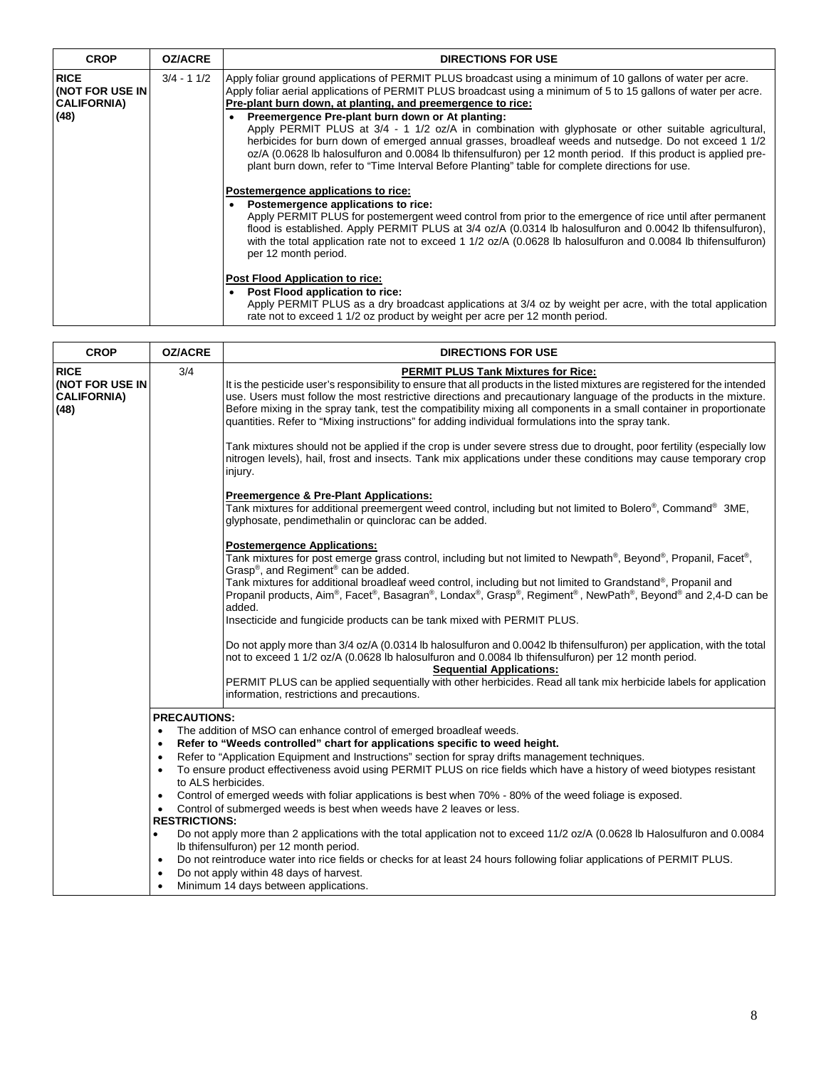| CROP | OZ/ACRE | DIRECTIONS FOR USE |
|---|---|---|
| **RICE (NOT FOR USE IN CALIFORNIA) (48)** | 3/4 - 1 1/2 | Apply foliar ground applications of PERMIT PLUS broadcast using a minimum of 10 gallons of water per acre. Apply foliar aerial applications of PERMIT PLUS broadcast using a minimum of 5 to 15 gallons of water per acre.<br>**Pre-plant burn down, at planting, and preemergence to rice:**<br>• **Preemergence Pre-plant burn down or At planting:** Apply PERMIT PLUS at 3/4 - 1 1/2 oz/A in combination with glyphosate or other suitable agricultural, herbicides for burn down of emerged annual grasses, broadleaf weeds and nutsedge. Do not exceed 1 1/2 oz/A (0.0628 lb halosulfuron and 0.0084 lb thifensulfuron) per 12 month period. If this product is applied pre-plant burn down, refer to "Time Interval Before Planting" table for complete directions for use.<br><br>**Postemergence applications to rice:**<br>• **Postemergence applications to rice:** Apply PERMIT PLUS for postemergent weed control from prior to the emergence of rice until after permanent flood is established. Apply PERMIT PLUS at 3/4 oz/A (0.0314 lb halosulfuron and 0.0042 lb thifensulfuron), with the total application rate not to exceed 1 1/2 oz/A (0.0628 lb halosulfuron and 0.0084 lb thifensulfuron) per 12 month period.<br><br>**Post Flood Application to rice:**<br>• **Post Flood application to rice:** Apply PERMIT PLUS as a dry broadcast applications at 3/4 oz by weight per acre, with the total application rate not to exceed 1 1/2 oz product by weight per acre per 12 month period. |

| CROP | OZ/ACRE | DIRECTIONS FOR USE |
|---|---|---|
| **RICE (NOT FOR USE IN CALIFORNIA) (48)** | 3/4 | **PERMIT PLUS Tank Mixtures for Rice:**<br>It is the pesticide user's responsibility to ensure that all products in the listed mixtures are registered for the intended use. Users must follow the most restrictive directions and precautionary language of the products in the mixture. Before mixing in the spray tank, test the compatibility mixing all components in a small container in proportionate quantities. Refer to "Mixing instructions" for adding individual formulations into the spray tank.<br><br>Tank mixtures should not be applied if the crop is under severe stress due to drought, poor fertility (especially low nitrogen levels), hail, frost and insects. Tank mix applications under these conditions may cause temporary crop injury.<br><br>**Preemergence & Pre-Plant Applications:**<br>Tank mixtures for additional preemergent weed control, including but not limited to Bolero®, Command® 3ME, glyphosate, pendimethalin or quinclorac can be added.<br><br>**Postemergence Applications:**<br>Tank mixtures for post emerge grass control, including but not limited to Newpath®, Beyond®, Propanil, Facet®, Grasp®, and Regiment® can be added.<br>Tank mixtures for additional broadleaf weed control, including but not limited to Grandstand®, Propanil and Propanil products, Aim®, Facet®, Basagran®, Londax®, Grasp®, Regiment®, NewPath®, Beyond® and 2,4-D can be added.<br>Insecticide and fungicide products can be tank mixed with PERMIT PLUS.<br><br>Do not apply more than 3/4 oz/A (0.0314 lb halosulfuron and 0.0042 lb thifensulfuron) per application, with the total not to exceed 1 1/2 oz/A (0.0628 lb halosulfuron and 0.0084 lb thifensulfuron) per 12 month period.<br>**Sequential Applications:**<br>PERMIT PLUS can be applied sequentially with other herbicides. Read all tank mix herbicide labels for application information, restrictions and precautions. |
| | **PRECAUTIONS:**<br>• The addition of MSO can enhance control of emerged broadleaf weeds.<br>• **Refer to "Weeds controlled" chart for applications specific to weed height.**<br>• Refer to "Application Equipment and Instructions" section for spray drifts management techniques.<br>• To ensure product effectiveness avoid using PERMIT PLUS on rice fields which have a history of weed biotypes resistant to ALS herbicides.<br>• Control of emerged weeds with foliar applications is best when 70% - 80% of the weed foliage is exposed.<br>• Control of submerged weeds is best when weeds have 2 leaves or less.<br>**RESTRICTIONS:**<br>• Do not apply more than 2 applications with the total application not to exceed 11/2 oz/A (0.0628 lb Halosulfuron and 0.0084 lb thifensulfuron) per 12 month period.<br>• Do not reintroduce water into rice fields or checks for at least 24 hours following foliar applications of PERMIT PLUS.<br>• Do not apply within 48 days of harvest.<br>• Minimum 14 days between applications. | |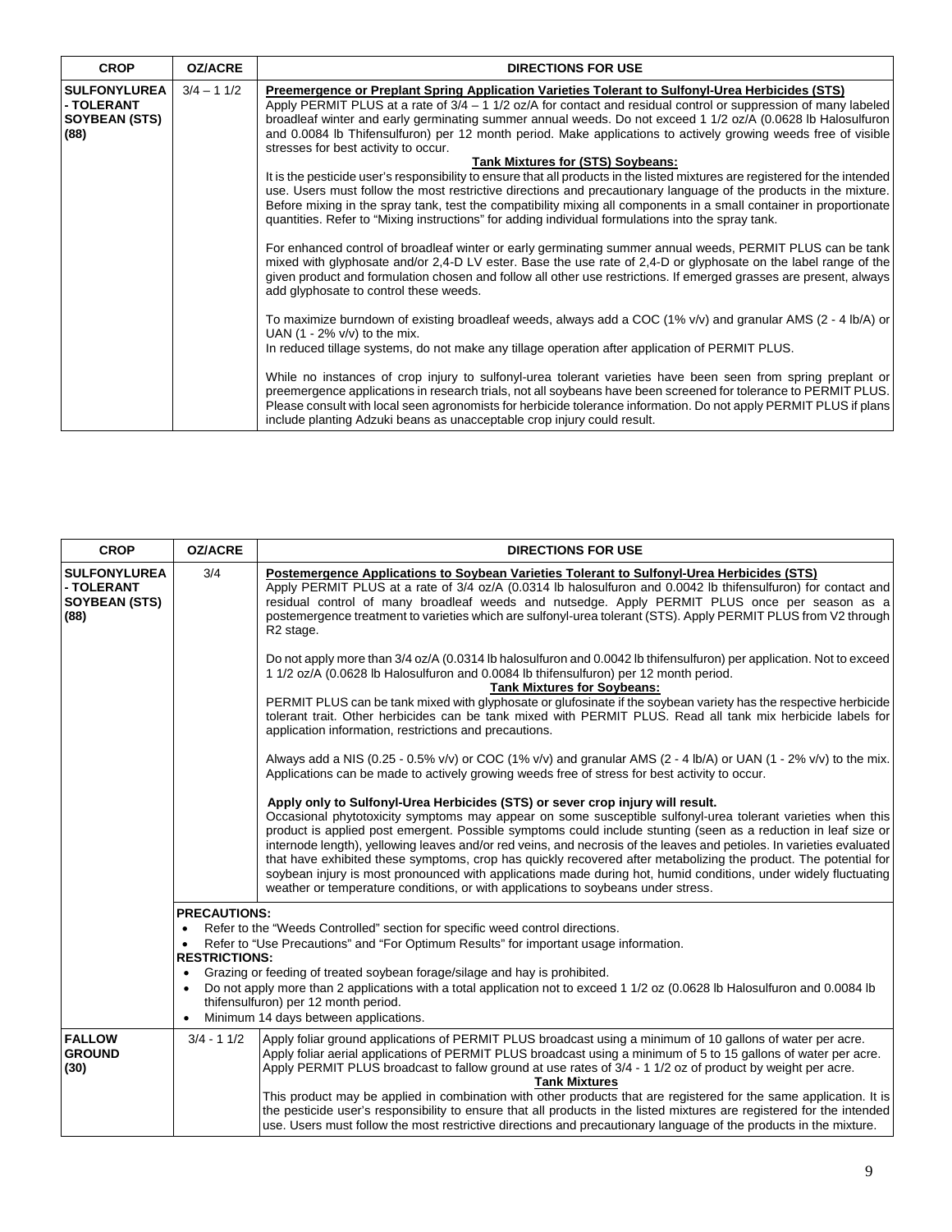| CROP | OZ/ACRE | DIRECTIONS FOR USE |
|---|---|---|
| **SULFONYLUREA - TOLERANT SOYBEAN (STS) (88)** | 3/4 – 1 1/2 | **Preemergence or Preplant Spring Application Varieties Tolerant to Sulfonyl-Urea Herbicides (STS)**<br>Apply PERMIT PLUS at a rate of 3/4 – 1 1/2 oz/A for contact and residual control or suppression of many labeled broadleaf winter and early germinating summer annual weeds. Do not exceed 1 1/2 oz/A (0.0628 lb Halosulfuron and 0.0084 lb Thifensulfuron) per 12 month period. Make applications to actively growing weeds free of visible stresses for best activity to occur.<br>**Tank Mixtures for (STS) Soybeans:**<br>It is the pesticide user's responsibility to ensure that all products in the listed mixtures are registered for the intended use. Users must follow the most restrictive directions and precautionary language of the products in the mixture. Before mixing in the spray tank, test the compatibility mixing all components in a small container in proportionate quantities. Refer to "Mixing instructions" for adding individual formulations into the spray tank.<br><br>For enhanced control of broadleaf winter or early germinating summer annual weeds, PERMIT PLUS can be tank mixed with glyphosate and/or 2,4-D LV ester. Base the use rate of 2,4-D or glyphosate on the label range of the given product and formulation chosen and follow all other use restrictions. If emerged grasses are present, always add glyphosate to control these weeds.<br><br>To maximize burndown of existing broadleaf weeds, always add a COC (1% v/v) and granular AMS (2 - 4 lb/A) or UAN (1 - 2% v/v) to the mix.<br>In reduced tillage systems, do not make any tillage operation after application of PERMIT PLUS.<br><br>While no instances of crop injury to sulfonyl-urea tolerant varieties have been seen from spring preplant or preemergence applications in research trials, not all soybeans have been screened for tolerance to PERMIT PLUS. Please consult with local seen agronomists for herbicide tolerance information. Do not apply PERMIT PLUS if plans include planting Adzuki beans as unacceptable crop injury could result. |

| CROP | OZ/ACRE | DIRECTIONS FOR USE |
|---|---|---|
| **SULFONYLUREA - TOLERANT SOYBEAN (STS) (88)** | 3/4 | **Postemergence Applications to Soybean Varieties Tolerant to Sulfonyl-Urea Herbicides (STS)**<br>Apply PERMIT PLUS at a rate of 3/4 oz/A (0.0314 lb halosulfuron and 0.0042 lb thifensulfuron) for contact and residual control of many broadleaf weeds and nutsedge. Apply PERMIT PLUS once per season as a postemergence treatment to varieties which are sulfonyl-urea tolerant (STS). Apply PERMIT PLUS from V2 through R2 stage.<br><br>Do not apply more than 3/4 oz/A (0.0314 lb halosulfuron and 0.0042 lb thifensulfuron) per application. Not to exceed 1 1/2 oz/A (0.0628 lb Halosulfuron and 0.0084 lb thifensulfuron) per 12 month period.<br>**Tank Mixtures for Soybeans:**<br>PERMIT PLUS can be tank mixed with glyphosate or glufosinate if the soybean variety has the respective herbicide tolerant trait. Other herbicides can be tank mixed with PERMIT PLUS. Read all tank mix herbicide labels for application information, restrictions and precautions.<br><br>Always add a NIS (0.25 - 0.5% v/v) or COC (1% v/v) and granular AMS (2 - 4 lb/A) or UAN (1 - 2% v/v) to the mix. Applications can be made to actively growing weeds free of stress for best activity to occur.<br><br>**Apply only to Sulfonyl-Urea Herbicides (STS) or sever crop injury will result.**<br>Occasional phytotoxicity symptoms may appear on some susceptible sulfonyl-urea tolerant varieties when this product is applied post emergent. Possible symptoms could include stunting (seen as a reduction in leaf size or internode length), yellowing leaves and/or red veins, and necrosis of the leaves and petioles. In varieties evaluated that have exhibited these symptoms, crop has quickly recovered after metabolizing the product. The potential for soybean injury is most pronounced with applications made during hot, humid conditions, under widely fluctuating weather or temperature conditions, or with applications to soybeans under stress. |
| | **PRECAUTIONS:**<br>• Refer to the "Weeds Controlled" section for specific weed control directions.<br>• Refer to "Use Precautions" and "For Optimum Results" for important usage information.<br>**RESTRICTIONS:**<br>• Grazing or feeding of treated soybean forage/silage and hay is prohibited.<br>• Do not apply more than 2 applications with a total application not to exceed 1 1/2 oz (0.0628 lb Halosulfuron and 0.0084 lb thifensulfuron) per 12 month period.<br>• Minimum 14 days between applications. | |
| **FALLOW GROUND (30)** | 3/4 - 1 1/2 | Apply foliar ground applications of PERMIT PLUS broadcast using a minimum of 10 gallons of water per acre. Apply foliar aerial applications of PERMIT PLUS broadcast using a minimum of 5 to 15 gallons of water per acre. Apply PERMIT PLUS broadcast to fallow ground at use rates of 3/4 - 1 1/2 oz of product by weight per acre.<br>**Tank Mixtures**<br>This product may be applied in combination with other products that are registered for the same application. It is the pesticide user's responsibility to ensure that all products in the listed mixtures are registered for the intended use. Users must follow the most restrictive directions and precautionary language of the products in the mixture. |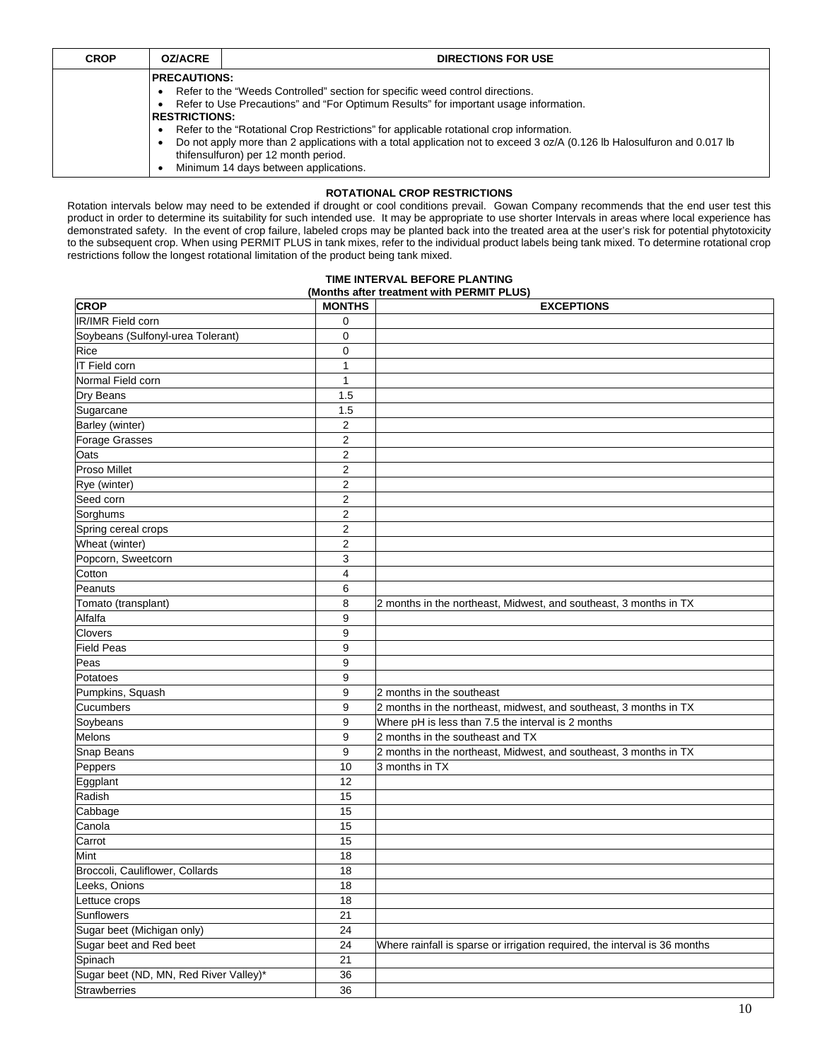| CROP | OZ/ACRE | DIRECTIONS FOR USE |
|---|---|---|
| | **PRECAUTIONS:**<br>• Refer to the "Weeds Controlled" section for specific weed control directions.<br>• Refer to Use Precautions" and "For Optimum Results" for important usage information.<br>**RESTRICTIONS:**<br>• Refer to the "Rotational Crop Restrictions" for applicable rotational crop information.<br>• Do not apply more than 2 applications with a total application not to exceed 3 oz/A (0.126 lb Halosulfuron and 0.017 lb thifensulfuron) per 12 month period.<br>• Minimum 14 days between applications. | |

## ROTATIONAL CROP RESTRICTIONS

Rotation intervals below may need to be extended if drought or cool conditions prevail. Gowan Company recommends that the end user test this product in order to determine its suitability for such intended use. It may be appropriate to use shorter Intervals in areas where local experience has demonstrated safety. In the event of crop failure, labeled crops may be planted back into the treated area at the user's risk for potential phytotoxicity to the subsequent crop. When using PERMIT PLUS in tank mixes, refer to the individual product labels being tank mixed. To determine rotational crop restrictions follow the longest rotational limitation of the product being tank mixed.

**TIME INTERVAL BEFORE PLANTING**
**(Months after treatment with PERMIT PLUS)**

| CROP | MONTHS | EXCEPTIONS |
|---|---|---|
| IR/IMR Field corn | 0 | |
| Soybeans (Sulfonyl-urea Tolerant) | 0 | |
| Rice | 0 | |
| IT Field corn | 1 | |
| Normal Field corn | 1 | |
| Dry Beans | 1.5 | |
| Sugarcane | 1.5 | |
| Barley (winter) | 2 | |
| Forage Grasses | 2 | |
| Oats | 2 | |
| Proso Millet | 2 | |
| Rye (winter) | 2 | |
| Seed corn | 2 | |
| Sorghums | 2 | |
| Spring cereal crops | 2 | |
| Wheat (winter) | 2 | |
| Popcorn, Sweetcorn | 3 | |
| Cotton | 4 | |
| Peanuts | 6 | |
| Tomato (transplant) | 8 | 2 months in the northeast, Midwest, and southeast, 3 months in TX |
| Alfalfa | 9 | |
| Clovers | 9 | |
| Field Peas | 9 | |
| Peas | 9 | |
| Potatoes | 9 | |
| Pumpkins, Squash | 9 | 2 months in the southeast |
| Cucumbers | 9 | 2 months in the northeast, midwest, and southeast, 3 months in TX |
| Soybeans | 9 | Where pH is less than 7.5 the interval is 2 months |
| Melons | 9 | 2 months in the southeast and TX |
| Snap Beans | 9 | 2 months in the northeast, Midwest, and southeast, 3 months in TX |
| Peppers | 10 | 3 months in TX |
| Eggplant | 12 | |
| Radish | 15 | |
| Cabbage | 15 | |
| Canola | 15 | |
| Carrot | 15 | |
| Mint | 18 | |
| Broccoli, Cauliflower, Collards | 18 | |
| Leeks, Onions | 18 | |
| Lettuce crops | 18 | |
| Sunflowers | 21 | |
| Sugar beet (Michigan only) | 24 | |
| Sugar beet and Red beet | 24 | Where rainfall is sparse or irrigation required, the interval is 36 months |
| Spinach | 21 | |
| Sugar beet (ND, MN, Red River Valley)* | 36 | |
| Strawberries | 36 | |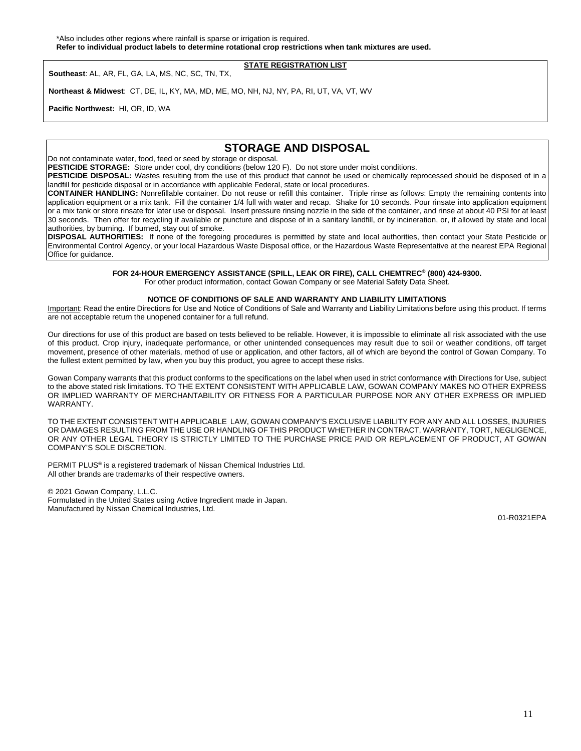*Also includes other regions where rainfall is sparse or irrigation is required.
**Refer to individual product labels to determine rotational crop restrictions when tank mixtures are used.**

**STATE REGISTRATION LIST**

**Southeast**: AL, AR, FL, GA, LA, MS, NC, SC, TN, TX,

**Northeast & Midwest**: CT, DE, IL, KY, MA, MD, ME, MO, NH, NJ, NY, PA, RI, UT, VA, VT, WV

**Pacific Northwest:** HI, OR, ID, WA

## STORAGE AND DISPOSAL

Do not contaminate water, food, feed or seed by storage or disposal.

**PESTICIDE STORAGE:** Store under cool, dry conditions (below 120 F). Do not store under moist conditions.

**PESTICIDE DISPOSAL:** Wastes resulting from the use of this product that cannot be used or chemically reprocessed should be disposed of in a landfill for pesticide disposal or in accordance with applicable Federal, state or local procedures.

**CONTAINER HANDLING:** Nonrefillable container. Do not reuse or refill this container. Triple rinse as follows: Empty the remaining contents into application equipment or a mix tank. Fill the container 1/4 full with water and recap. Shake for 10 seconds. Pour rinsate into application equipment or a mix tank or store rinsate for later use or disposal. Insert pressure rinsing nozzle in the side of the container, and rinse at about 40 PSI for at least 30 seconds. Then offer for recycling if available or puncture and dispose of in a sanitary landfill, or by incineration, or, if allowed by state and local authorities, by burning. If burned, stay out of smoke.

**DISPOSAL AUTHORITIES:** If none of the foregoing procedures is permitted by state and local authorities, then contact your State Pesticide or Environmental Control Agency, or your local Hazardous Waste Disposal office, or the Hazardous Waste Representative at the nearest EPA Regional Office for guidance.

**FOR 24-HOUR EMERGENCY ASSISTANCE (SPILL, LEAK OR FIRE), CALL CHEMTREC® (800) 424-9300.**
For other product information, contact Gowan Company or see Material Safety Data Sheet.

**NOTICE OF CONDITIONS OF SALE AND WARRANTY AND LIABILITY LIMITATIONS**

Important: Read the entire Directions for Use and Notice of Conditions of Sale and Warranty and Liability Limitations before using this product. If terms are not acceptable return the unopened container for a full refund.

Our directions for use of this product are based on tests believed to be reliable. However, it is impossible to eliminate all risk associated with the use of this product. Crop injury, inadequate performance, or other unintended consequences may result due to soil or weather conditions, off target movement, presence of other materials, method of use or application, and other factors, all of which are beyond the control of Gowan Company. To the fullest extent permitted by law, when you buy this product, you agree to accept these risks.

Gowan Company warrants that this product conforms to the specifications on the label when used in strict conformance with Directions for Use, subject to the above stated risk limitations. TO THE EXTENT CONSISTENT WITH APPLICABLE LAW, GOWAN COMPANY MAKES NO OTHER EXPRESS OR IMPLIED WARRANTY OF MERCHANTABILITY OR FITNESS FOR A PARTICULAR PURPOSE NOR ANY OTHER EXPRESS OR IMPLIED WARRANTY.

TO THE EXTENT CONSISTENT WITH APPLICABLE LAW, GOWAN COMPANY'S EXCLUSIVE LIABILITY FOR ANY AND ALL LOSSES, INJURIES OR DAMAGES RESULTING FROM THE USE OR HANDLING OF THIS PRODUCT WHETHER IN CONTRACT, WARRANTY, TORT, NEGLIGENCE, OR ANY OTHER LEGAL THEORY IS STRICTLY LIMITED TO THE PURCHASE PRICE PAID OR REPLACEMENT OF PRODUCT, AT GOWAN COMPANY'S SOLE DISCRETION.

PERMIT PLUS® is a registered trademark of Nissan Chemical Industries Ltd.
All other brands are trademarks of their respective owners.

© 2021 Gowan Company, L.L.C.
Formulated in the United States using Active Ingredient made in Japan.
Manufactured by Nissan Chemical Industries, Ltd.

01-R0321EPA